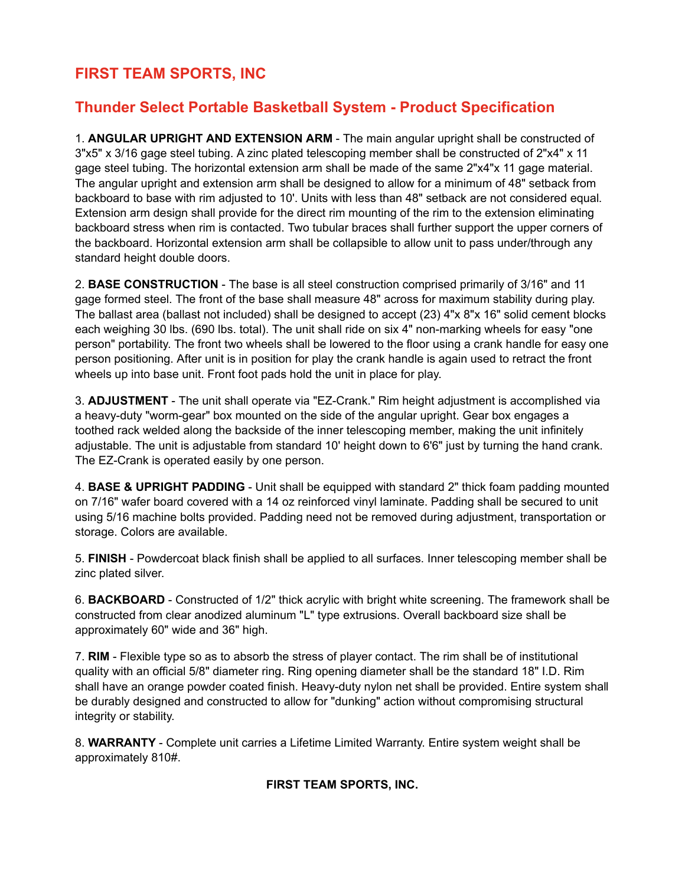# FIRST TEAM SPORTS, INC

## Thunder Select Portable Basketball System - Product Specification

1. **ANGULAR UPRIGHT AND EXTENSION ARM** - The main angular upright shall be constructed of 3"x5" x 3/16 gage steel tubing. A zinc plated telescoping member shall be constructed of 2"x4" x 11 gage steel tubing. The horizontal extension arm shall be made of the same 2"x4"x 11 gage material. The angular upright and extension arm shall be designed to allow for a minimum of 48" setback from backboard to base with rim adjusted to 10'. Units with less than 48" setback are not considered equal. Extension arm design shall provide for the direct rim mounting of the rim to the extension eliminating backboard stress when rim is contacted. Two tubular braces shall further support the upper corners of the backboard. Horizontal extension arm shall be collapsible to allow unit to pass under/through any standard height double doors.

2. **BASE CONSTRUCTION** - The base is all steel construction comprised primarily of 3/16" and 11 gage formed steel. The front of the base shall measure 48" across for maximum stability during play. The ballast area (ballast not included) shall be designed to accept (23) 4"x 8"x 16" solid cement blocks each weighing 30 lbs. (690 lbs. total). The unit shall ride on six 4" non-marking wheels for easy "one person" portability. The front two wheels shall be lowered to the floor using a crank handle for easy one person positioning. After unit is in position for play the crank handle is again used to retract the front wheels up into base unit. Front foot pads hold the unit in place for play.

3. **ADJUSTMENT** - The unit shall operate via "EZ-Crank." Rim height adjustment is accomplished via a heavy-duty "worm-gear" box mounted on the side of the angular upright. Gear box engages a toothed rack welded along the backside of the inner telescoping member, making the unit infinitely adjustable. The unit is adjustable from standard 10' height down to 6'6" just by turning the hand crank. The EZ-Crank is operated easily by one person.

4. **BASE & UPRIGHT PADDING** - Unit shall be equipped with standard 2" thick foam padding mounted on 7/16" wafer board covered with a 14 oz reinforced vinyl laminate. Padding shall be secured to unit using 5/16 machine bolts provided. Padding need not be removed during adjustment, transportation or storage. Colors are available.

5. **FINISH** - Powdercoat black finish shall be applied to all surfaces. Inner telescoping member shall be zinc plated silver.

6. **BACKBOARD** - Constructed of 1/2" thick acrylic with bright white screening. The framework shall be constructed from clear anodized aluminum "L" type extrusions. Overall backboard size shall be approximately 60" wide and 36" high.

7. **RIM** - Flexible type so as to absorb the stress of player contact. The rim shall be of institutional quality with an official 5/8" diameter ring. Ring opening diameter shall be the standard 18" I.D. Rim shall have an orange powder coated finish. Heavy-duty nylon net shall be provided. Entire system shall be durably designed and constructed to allow for "dunking" action without compromising structural integrity or stability.

8. **WARRANTY** - Complete unit carries a Lifetime Limited Warranty. Entire system weight shall be approximately 810#.

**FIRST TEAM SPORTS, INC.**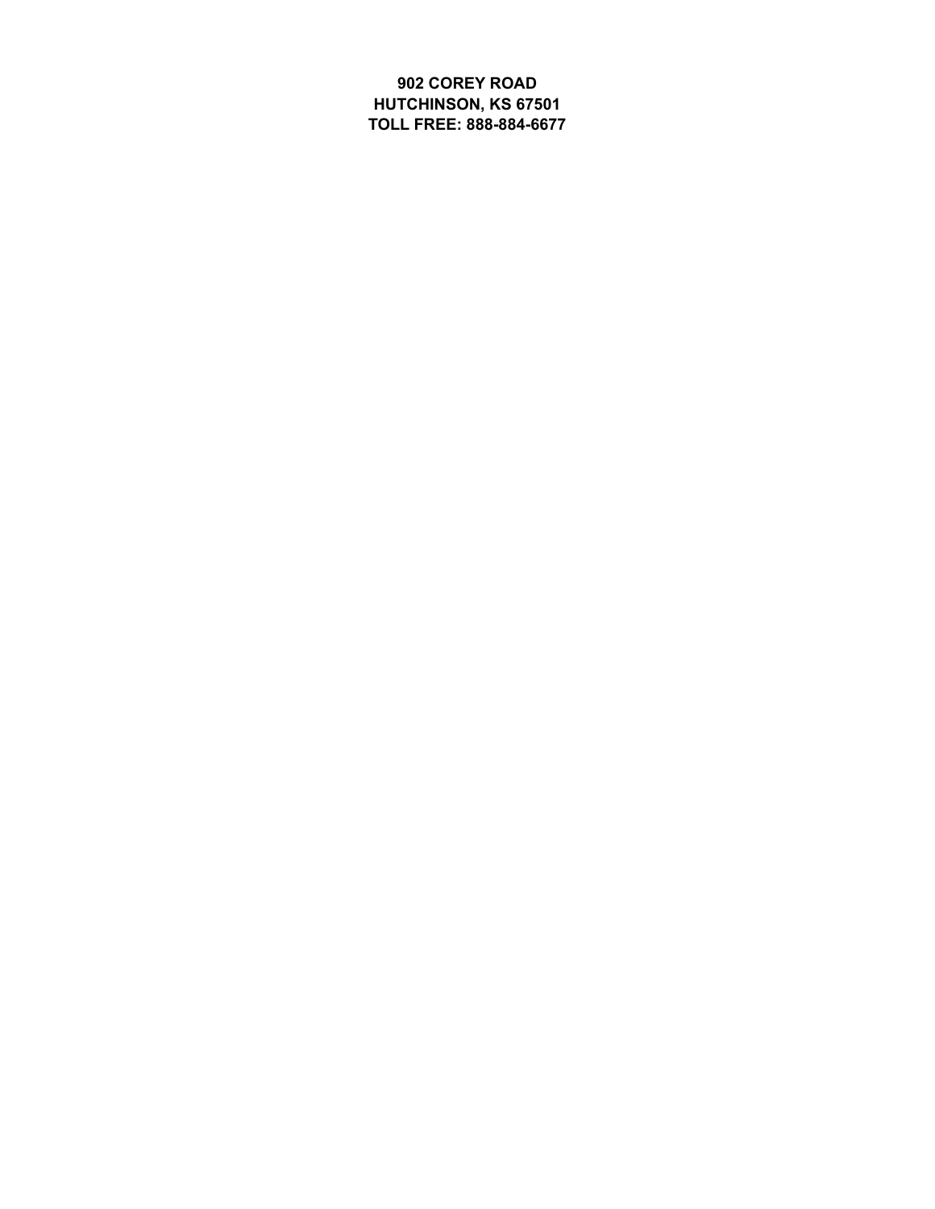**902 COREY ROAD**
**HUTCHINSON, KS 67501**
**TOLL FREE: 888-884-6677**